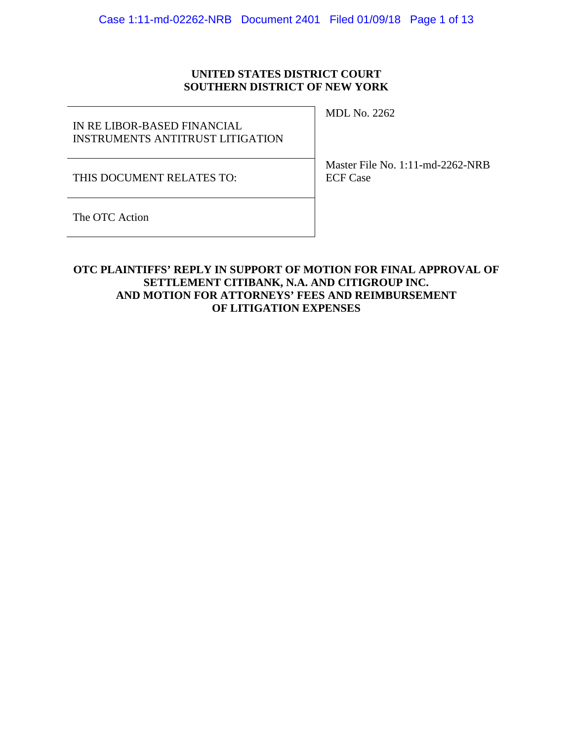**UNITED STATES DISTRICT COURT**
**SOUTHERN DISTRICT OF NEW YORK**

| | |
|---|---|
| IN RE LIBOR-BASED FINANCIAL INSTRUMENTS ANTITRUST LITIGATION | MDL No. 2262 |
| THIS DOCUMENT RELATES TO: | Master File No. 1:11-md-2262-NRB<br>ECF Case |
| The OTC Action | |

**OTC PLAINTIFFS' REPLY IN SUPPORT OF MOTION FOR FINAL APPROVAL OF SETTLEMENT CITIBANK, N.A. AND CITIGROUP INC. AND MOTION FOR ATTORNEYS' FEES AND REIMBURSEMENT OF LITIGATION EXPENSES**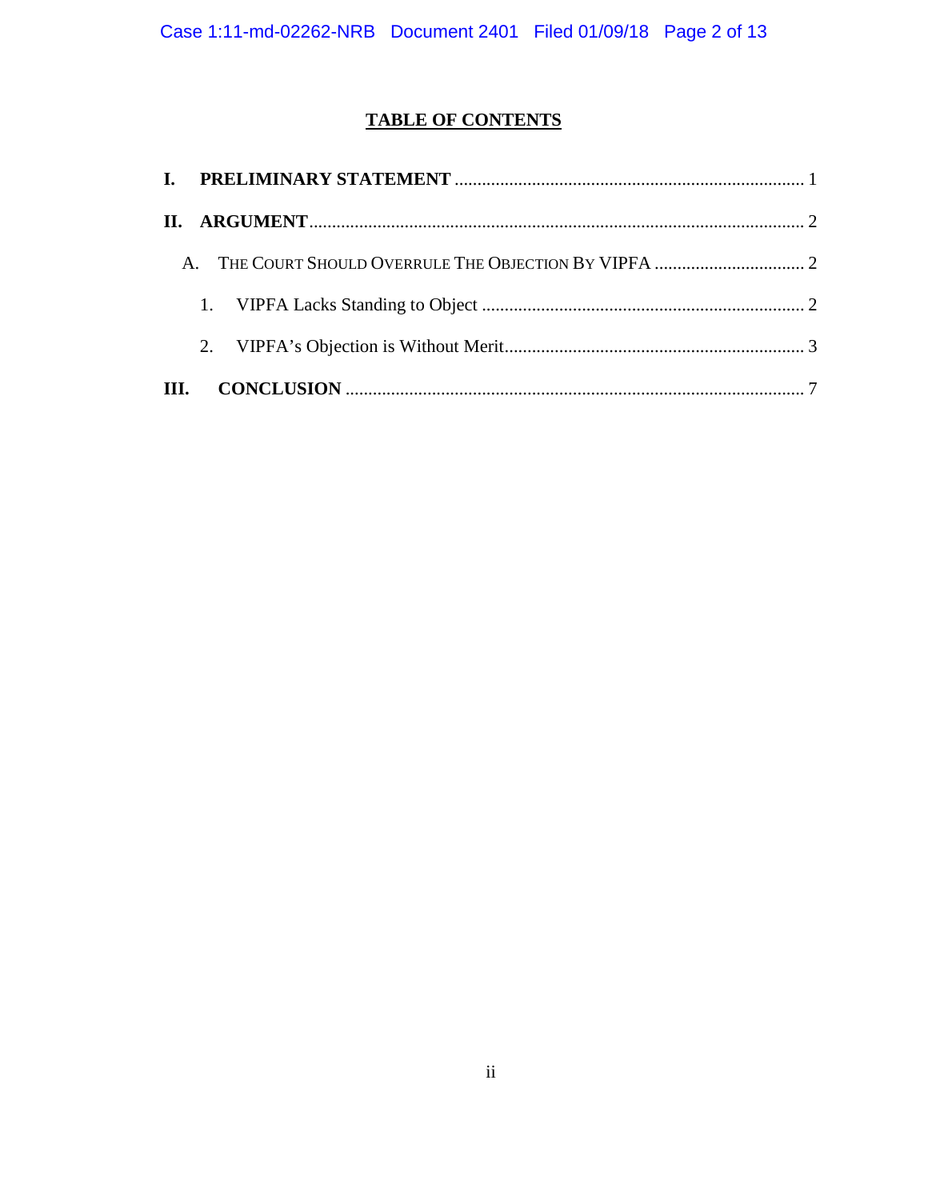# TABLE OF CONTENTS

I. **PRELIMINARY STATEMENT** ........................................................................ 1

II. **ARGUMENT** .................................................................................................. 2

  A. THE COURT SHOULD OVERRULE THE OBJECTION BY VIPFA ................................ 2

    1. VIPFA Lacks Standing to Object ...................................................................... 2

    2. VIPFA's Objection is Without Merit ................................................................. 3

III. **CONCLUSION** .............................................................................................. 7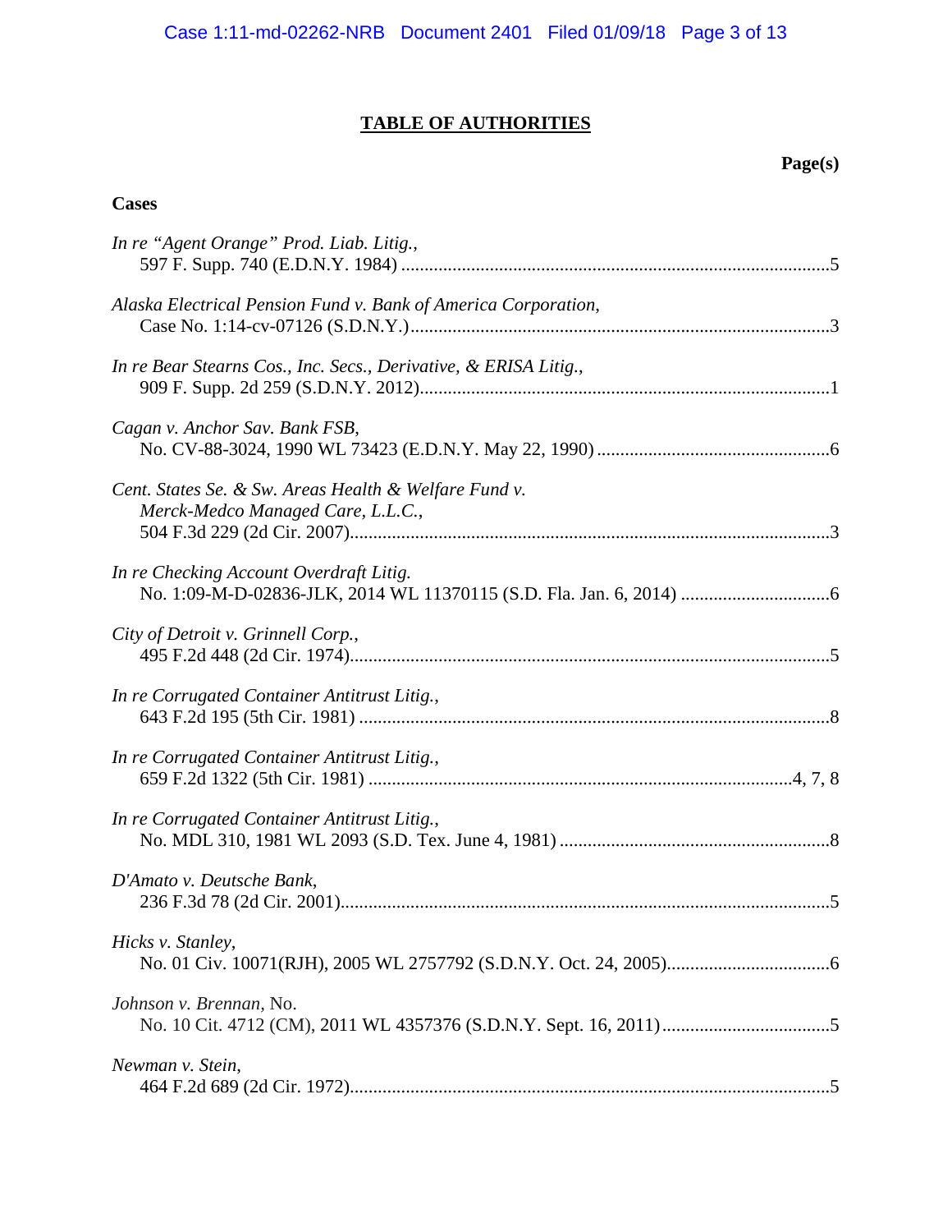# TABLE OF AUTHORITIES

**Page(s)**

**Cases**

*In re "Agent Orange" Prod. Liab. Litig.*,
597 F. Supp. 740 (E.D.N.Y. 1984) .....5

*Alaska Electrical Pension Fund v. Bank of America Corporation*,
Case No. 1:14-cv-07126 (S.D.N.Y.) .....3

*In re Bear Stearns Cos., Inc. Secs., Derivative, & ERISA Litig.*,
909 F. Supp. 2d 259 (S.D.N.Y. 2012) .....1

*Cagan v. Anchor Sav. Bank FSB*,
No. CV-88-3024, 1990 WL 73423 (E.D.N.Y. May 22, 1990) .....6

*Cent. States Se. & Sw. Areas Health & Welfare Fund v. Merck-Medco Managed Care, L.L.C.*,
504 F.3d 229 (2d Cir. 2007) .....3

*In re Checking Account Overdraft Litig.*
No. 1:09-M-D-02836-JLK, 2014 WL 11370115 (S.D. Fla. Jan. 6, 2014) .....6

*City of Detroit v. Grinnell Corp.*,
495 F.2d 448 (2d Cir. 1974) .....5

*In re Corrugated Container Antitrust Litig.*,
643 F.2d 195 (5th Cir. 1981) .....8

*In re Corrugated Container Antitrust Litig.*,
659 F.2d 1322 (5th Cir. 1981) .....4, 7, 8

*In re Corrugated Container Antitrust Litig.*,
No. MDL 310, 1981 WL 2093 (S.D. Tex. June 4, 1981) .....8

*D'Amato v. Deutsche Bank*,
236 F.3d 78 (2d Cir. 2001) .....5

*Hicks v. Stanley*,
No. 01 Civ. 10071(RJH), 2005 WL 2757792 (S.D.N.Y. Oct. 24, 2005) .....6

*Johnson v. Brennan*, No.
No. 10 Cit. 4712 (CM), 2011 WL 4357376 (S.D.N.Y. Sept. 16, 2011) .....5

*Newman v. Stein*,
464 F.2d 689 (2d Cir. 1972) .....5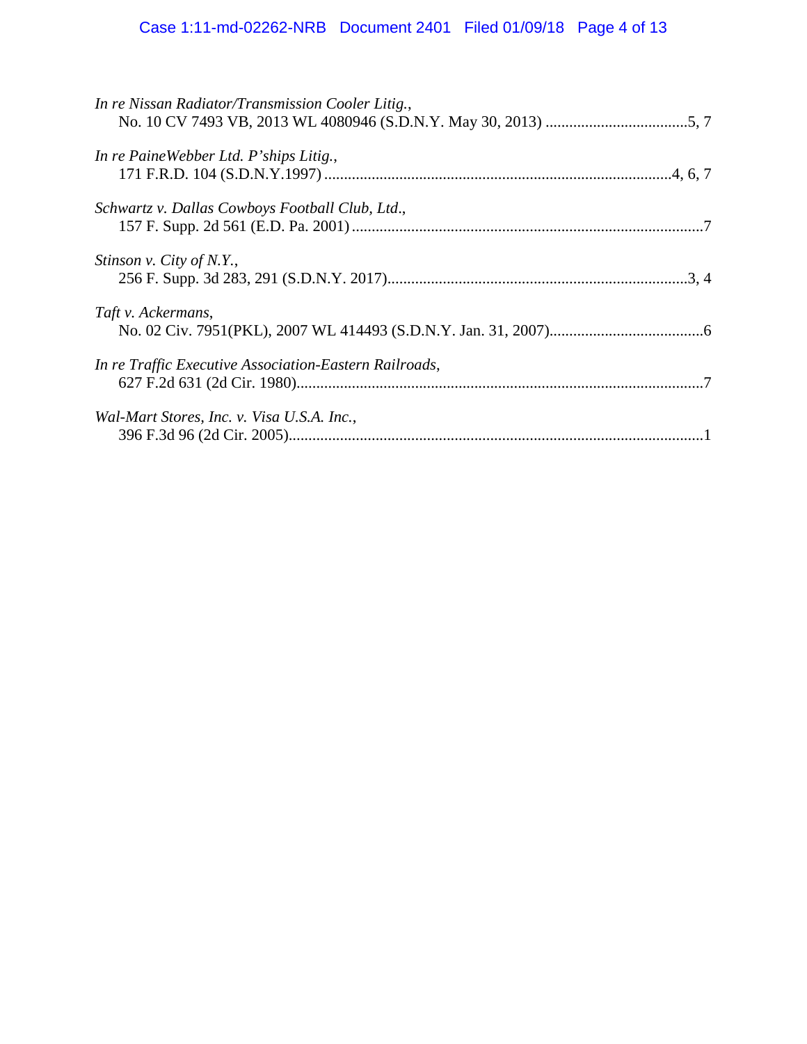*In re Nissan Radiator/Transmission Cooler Litig.*,
No. 10 CV 7493 VB, 2013 WL 4080946 (S.D.N.Y. May 30, 2013) ....................................5, 7

*In re PaineWebber Ltd. P'ships Litig.*,
171 F.R.D. 104 (S.D.N.Y.1997) .......................................................................................4, 6, 7

*Schwartz v. Dallas Cowboys Football Club, Ltd*.,
157 F. Supp. 2d 561 (E.D. Pa. 2001) .........................................................................................7

*Stinson v. City of N.Y.*,
256 F. Supp. 3d 283, 291 (S.D.N.Y. 2017)............................................................................3, 4

*Taft v. Ackermans*,
No. 02 Civ. 7951(PKL), 2007 WL 414493 (S.D.N.Y. Jan. 31, 2007).......................................6

*In re Traffic Executive Association-Eastern Railroads*,
627 F.2d 631 (2d Cir. 1980).......................................................................................................7

*Wal-Mart Stores, Inc. v. Visa U.S.A. Inc.*,
396 F.3d 96 (2d Cir. 2005).........................................................................................................1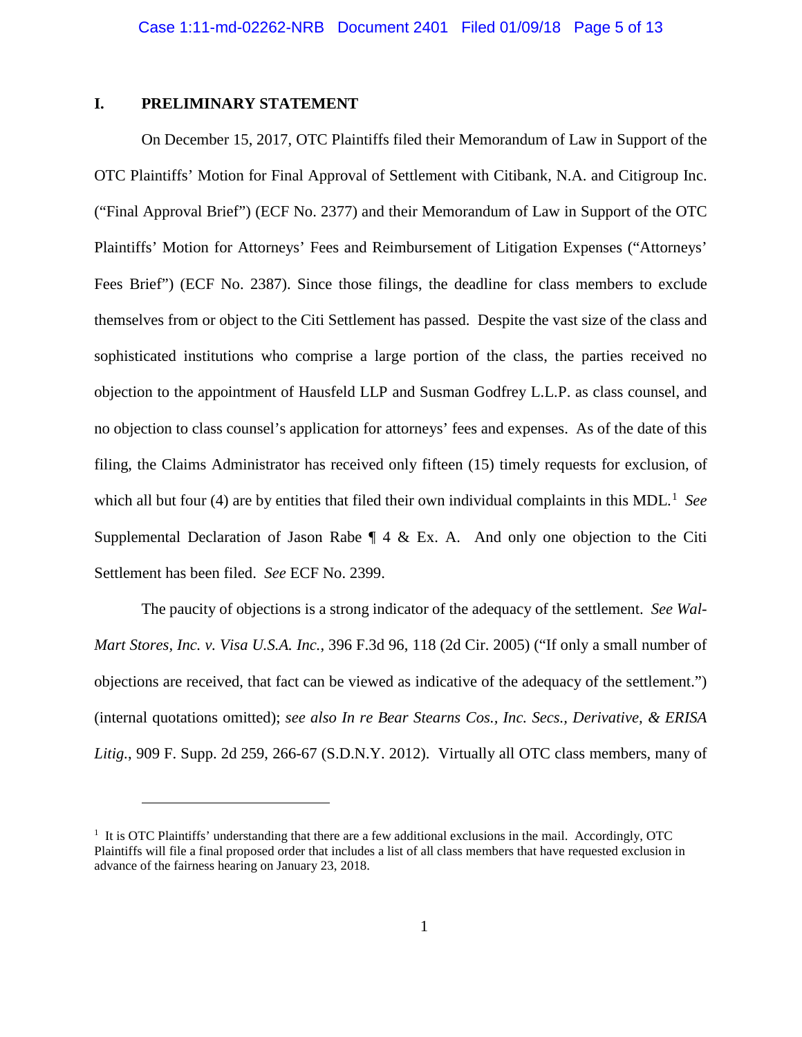## I. PRELIMINARY STATEMENT

On December 15, 2017, OTC Plaintiffs filed their Memorandum of Law in Support of the OTC Plaintiffs' Motion for Final Approval of Settlement with Citibank, N.A. and Citigroup Inc. ("Final Approval Brief") (ECF No. 2377) and their Memorandum of Law in Support of the OTC Plaintiffs' Motion for Attorneys' Fees and Reimbursement of Litigation Expenses ("Attorneys' Fees Brief") (ECF No. 2387). Since those filings, the deadline for class members to exclude themselves from or object to the Citi Settlement has passed. Despite the vast size of the class and sophisticated institutions who comprise a large portion of the class, the parties received no objection to the appointment of Hausfeld LLP and Susman Godfrey L.L.P. as class counsel, and no objection to class counsel's application for attorneys' fees and expenses. As of the date of this filing, the Claims Administrator has received only fifteen (15) timely requests for exclusion, of which all but four (4) are by entities that filed their own individual complaints in this MDL.[1] *See* Supplemental Declaration of Jason Rabe ¶ 4 & Ex. A. And only one objection to the Citi Settlement has been filed. *See* ECF No. 2399.

The paucity of objections is a strong indicator of the adequacy of the settlement. *See Wal-Mart Stores, Inc. v. Visa U.S.A. Inc.*, 396 F.3d 96, 118 (2d Cir. 2005) ("If only a small number of objections are received, that fact can be viewed as indicative of the adequacy of the settlement.") (internal quotations omitted); *see also In re Bear Stearns Cos., Inc. Secs., Derivative, & ERISA Litig.*, 909 F. Supp. 2d 259, 266-67 (S.D.N.Y. 2012). Virtually all OTC class members, many of

[1] It is OTC Plaintiffs' understanding that there are a few additional exclusions in the mail. Accordingly, OTC Plaintiffs will file a final proposed order that includes a list of all class members that have requested exclusion in advance of the fairness hearing on January 23, 2018.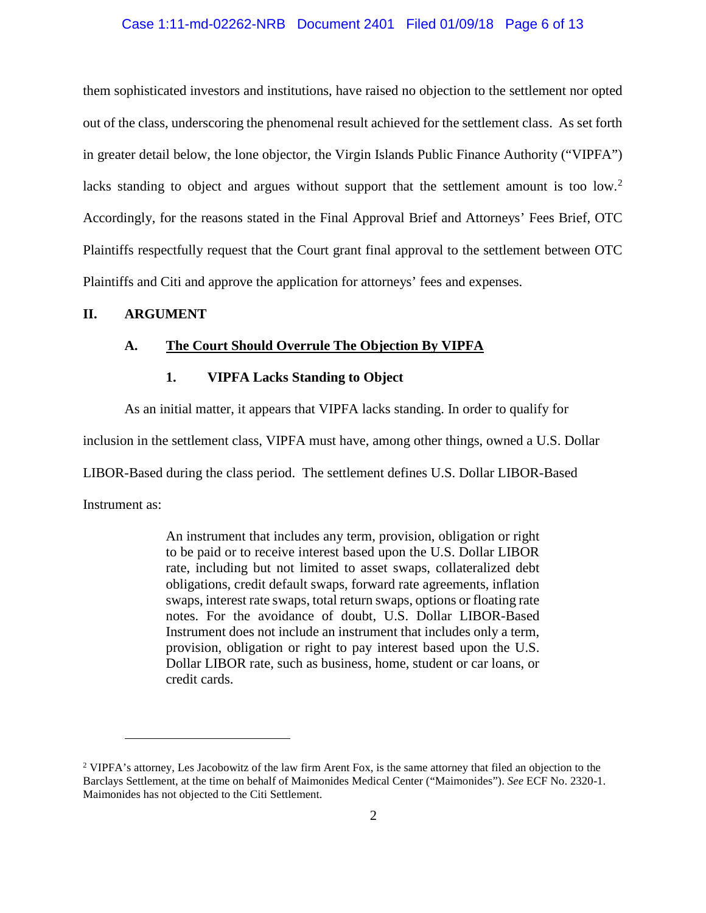them sophisticated investors and institutions, have raised no objection to the settlement nor opted out of the class, underscoring the phenomenal result achieved for the settlement class. As set forth in greater detail below, the lone objector, the Virgin Islands Public Finance Authority ("VIPFA") lacks standing to object and argues without support that the settlement amount is too low.[2] Accordingly, for the reasons stated in the Final Approval Brief and Attorneys' Fees Brief, OTC Plaintiffs respectfully request that the Court grant final approval to the settlement between OTC Plaintiffs and Citi and approve the application for attorneys' fees and expenses.

## II. ARGUMENT

### A. <u>The Court Should Overrule The Objection By VIPFA</u>

#### 1. VIPFA Lacks Standing to Object

As an initial matter, it appears that VIPFA lacks standing. In order to qualify for inclusion in the settlement class, VIPFA must have, among other things, owned a U.S. Dollar LIBOR-Based during the class period. The settlement defines U.S. Dollar LIBOR-Based Instrument as:

> An instrument that includes any term, provision, obligation or right to be paid or to receive interest based upon the U.S. Dollar LIBOR rate, including but not limited to asset swaps, collateralized debt obligations, credit default swaps, forward rate agreements, inflation swaps, interest rate swaps, total return swaps, options or floating rate notes. For the avoidance of doubt, U.S. Dollar LIBOR-Based Instrument does not include an instrument that includes only a term, provision, obligation or right to pay interest based upon the U.S. Dollar LIBOR rate, such as business, home, student or car loans, or credit cards.

---

[2] VIPFA's attorney, Les Jacobowitz of the law firm Arent Fox, is the same attorney that filed an objection to the Barclays Settlement, at the time on behalf of Maimonides Medical Center ("Maimonides"). *See* ECF No. 2320-1. Maimonides has not objected to the Citi Settlement.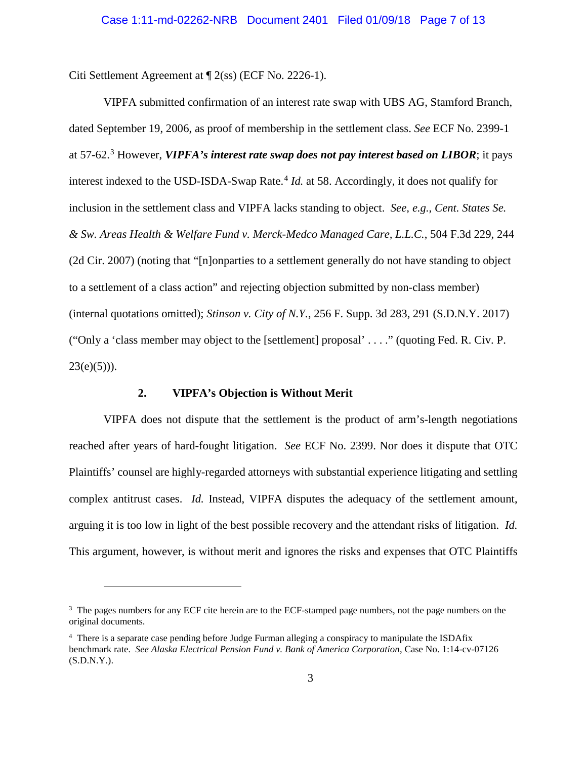Citi Settlement Agreement at ¶ 2(ss) (ECF No. 2226-1).

VIPFA submitted confirmation of an interest rate swap with UBS AG, Stamford Branch, dated September 19, 2006, as proof of membership in the settlement class. *See* ECF No. 2399-1 at 57-62.[3] However, ***VIPFA's interest rate swap does not pay interest based on LIBOR***; it pays interest indexed to the USD-ISDA-Swap Rate.[4] *Id.* at 58. Accordingly, it does not qualify for inclusion in the settlement class and VIPFA lacks standing to object. *See, e.g.*, *Cent. States Se. & Sw. Areas Health & Welfare Fund v. Merck-Medco Managed Care, L.L.C.*, 504 F.3d 229, 244 (2d Cir. 2007) (noting that "[n]onparties to a settlement generally do not have standing to object to a settlement of a class action" and rejecting objection submitted by non-class member) (internal quotations omitted); *Stinson v. City of N.Y.*, 256 F. Supp. 3d 283, 291 (S.D.N.Y. 2017) ("Only a 'class member may object to the [settlement] proposal' . . . ." (quoting Fed. R. Civ. P. 23(e)(5))).

### 2. VIPFA's Objection is Without Merit

VIPFA does not dispute that the settlement is the product of arm's-length negotiations reached after years of hard-fought litigation. *See* ECF No. 2399. Nor does it dispute that OTC Plaintiffs' counsel are highly-regarded attorneys with substantial experience litigating and settling complex antitrust cases. *Id.* Instead, VIPFA disputes the adequacy of the settlement amount, arguing it is too low in light of the best possible recovery and the attendant risks of litigation. *Id.* This argument, however, is without merit and ignores the risks and expenses that OTC Plaintiffs

---

[3] The pages numbers for any ECF cite herein are to the ECF-stamped page numbers, not the page numbers on the original documents.

[4] There is a separate case pending before Judge Furman alleging a conspiracy to manipulate the ISDAfix benchmark rate. *See Alaska Electrical Pension Fund v. Bank of America Corporation*, Case No. 1:14-cv-07126 (S.D.N.Y.).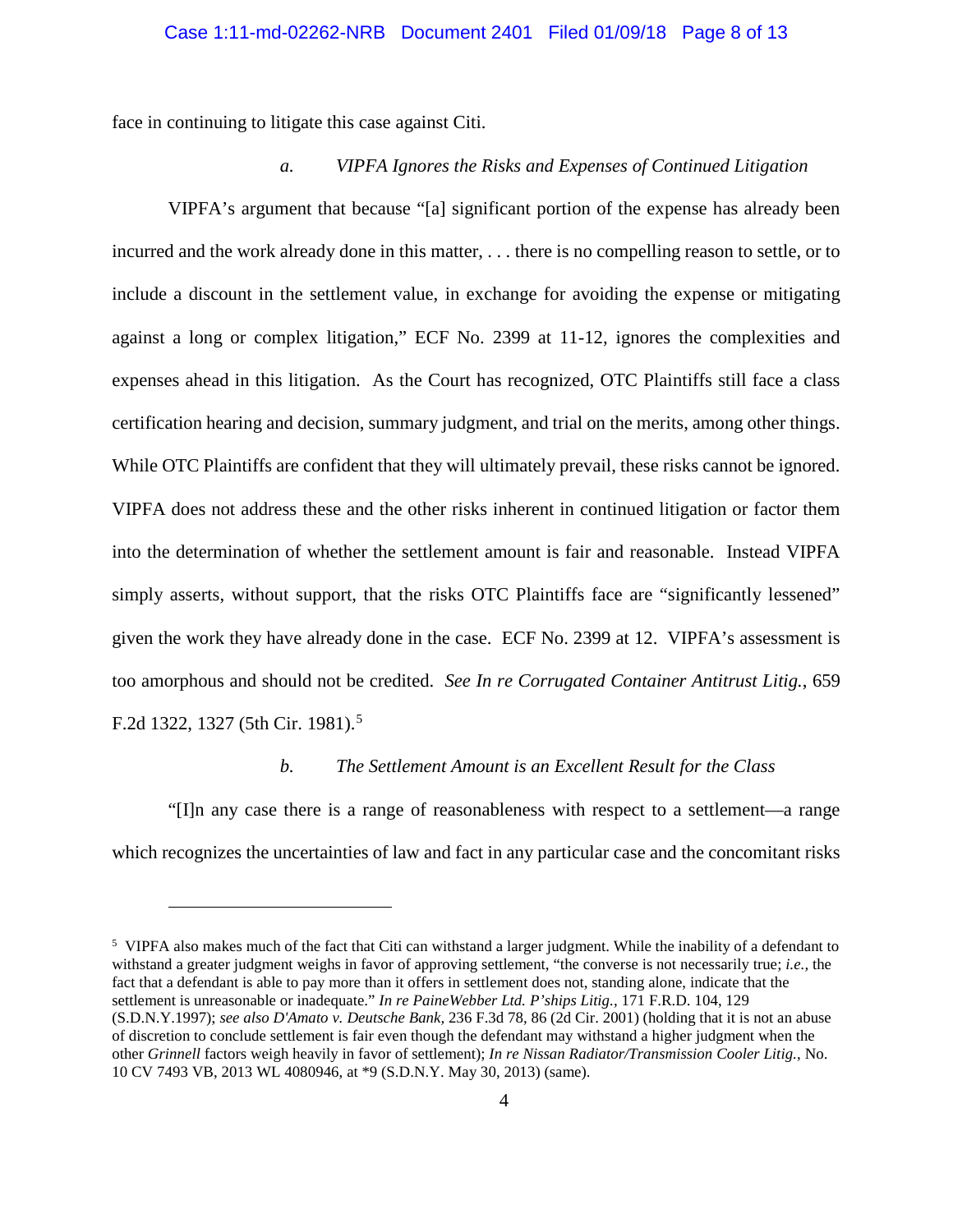face in continuing to litigate this case against Citi.

*a. VIPFA Ignores the Risks and Expenses of Continued Litigation*

VIPFA's argument that because "[a] significant portion of the expense has already been incurred and the work already done in this matter, . . . there is no compelling reason to settle, or to include a discount in the settlement value, in exchange for avoiding the expense or mitigating against a long or complex litigation," ECF No. 2399 at 11-12, ignores the complexities and expenses ahead in this litigation. As the Court has recognized, OTC Plaintiffs still face a class certification hearing and decision, summary judgment, and trial on the merits, among other things. While OTC Plaintiffs are confident that they will ultimately prevail, these risks cannot be ignored. VIPFA does not address these and the other risks inherent in continued litigation or factor them into the determination of whether the settlement amount is fair and reasonable. Instead VIPFA simply asserts, without support, that the risks OTC Plaintiffs face are "significantly lessened" given the work they have already done in the case. ECF No. 2399 at 12. VIPFA's assessment is too amorphous and should not be credited. *See In re Corrugated Container Antitrust Litig.*, 659 F.2d 1322, 1327 (5th Cir. 1981).[5]

*b. The Settlement Amount is an Excellent Result for the Class*

"[I]n any case there is a range of reasonableness with respect to a settlement—a range which recognizes the uncertainties of law and fact in any particular case and the concomitant risks

---

[5] VIPFA also makes much of the fact that Citi can withstand a larger judgment. While the inability of a defendant to withstand a greater judgment weighs in favor of approving settlement, "the converse is not necessarily true; *i.e.*, the fact that a defendant is able to pay more than it offers in settlement does not, standing alone, indicate that the settlement is unreasonable or inadequate." *In re PaineWebber Ltd. P'ships Litig.*, 171 F.R.D. 104, 129 (S.D.N.Y.1997); *see also D'Amato v. Deutsche Bank*, 236 F.3d 78, 86 (2d Cir. 2001) (holding that it is not an abuse of discretion to conclude settlement is fair even though the defendant may withstand a higher judgment when the other *Grinnell* factors weigh heavily in favor of settlement); *In re Nissan Radiator/Transmission Cooler Litig.*, No. 10 CV 7493 VB, 2013 WL 4080946, at *9 (S.D.N.Y. May 30, 2013) (same).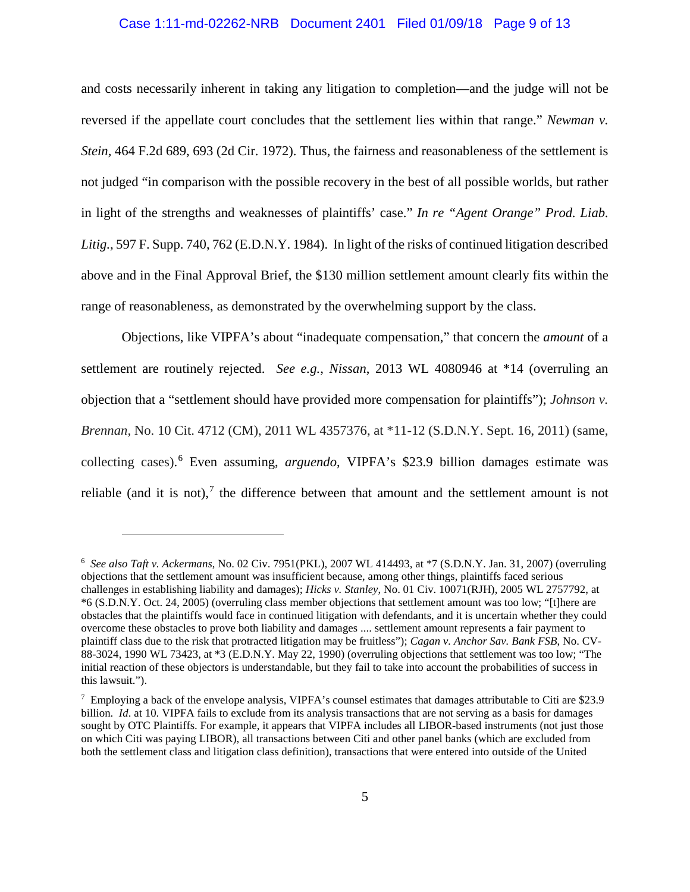and costs necessarily inherent in taking any litigation to completion—and the judge will not be reversed if the appellate court concludes that the settlement lies within that range." *Newman v. Stein*, 464 F.2d 689, 693 (2d Cir. 1972). Thus, the fairness and reasonableness of the settlement is not judged "in comparison with the possible recovery in the best of all possible worlds, but rather in light of the strengths and weaknesses of plaintiffs' case." *In re "Agent Orange" Prod. Liab. Litig.*, 597 F. Supp. 740, 762 (E.D.N.Y. 1984). In light of the risks of continued litigation described above and in the Final Approval Brief, the $130 million settlement amount clearly fits within the range of reasonableness, as demonstrated by the overwhelming support by the class.

Objections, like VIPFA's about "inadequate compensation," that concern the *amount* of a settlement are routinely rejected. *See e.g.*, *Nissan*, 2013 WL 4080946 at *14 (overruling an objection that a "settlement should have provided more compensation for plaintiffs"); *Johnson v. Brennan*, No. 10 Cit. 4712 (CM), 2011 WL 4357376, at *11-12 (S.D.N.Y. Sept. 16, 2011) (same, collecting cases).[6] Even assuming, *arguendo*, VIPFA's $23.9 billion damages estimate was reliable (and it is not),[7] the difference between that amount and the settlement amount is not

---

[6] *See also Taft v. Ackermans*, No. 02 Civ. 7951(PKL), 2007 WL 414493, at *7 (S.D.N.Y. Jan. 31, 2007) (overruling objections that the settlement amount was insufficient because, among other things, plaintiffs faced serious challenges in establishing liability and damages); *Hicks v. Stanley*, No. 01 Civ. 10071(RJH), 2005 WL 2757792, at *6 (S.D.N.Y. Oct. 24, 2005) (overruling class member objections that settlement amount was too low; "[t]here are obstacles that the plaintiffs would face in continued litigation with defendants, and it is uncertain whether they could overcome these obstacles to prove both liability and damages .... settlement amount represents a fair payment to plaintiff class due to the risk that protracted litigation may be fruitless"); *Cagan v. Anchor Sav. Bank FSB*, No. CV-88-3024, 1990 WL 73423, at *3 (E.D.N.Y. May 22, 1990) (overruling objections that settlement was too low; "The initial reaction of these objectors is understandable, but they fail to take into account the probabilities of success in this lawsuit.").

[7] Employing a back of the envelope analysis, VIPFA's counsel estimates that damages attributable to Citi are $23.9 billion. *Id*. at 10. VIPFA fails to exclude from its analysis transactions that are not serving as a basis for damages sought by OTC Plaintiffs. For example, it appears that VIPFA includes all LIBOR-based instruments (not just those on which Citi was paying LIBOR), all transactions between Citi and other panel banks (which are excluded from both the settlement class and litigation class definition), transactions that were entered into outside of the United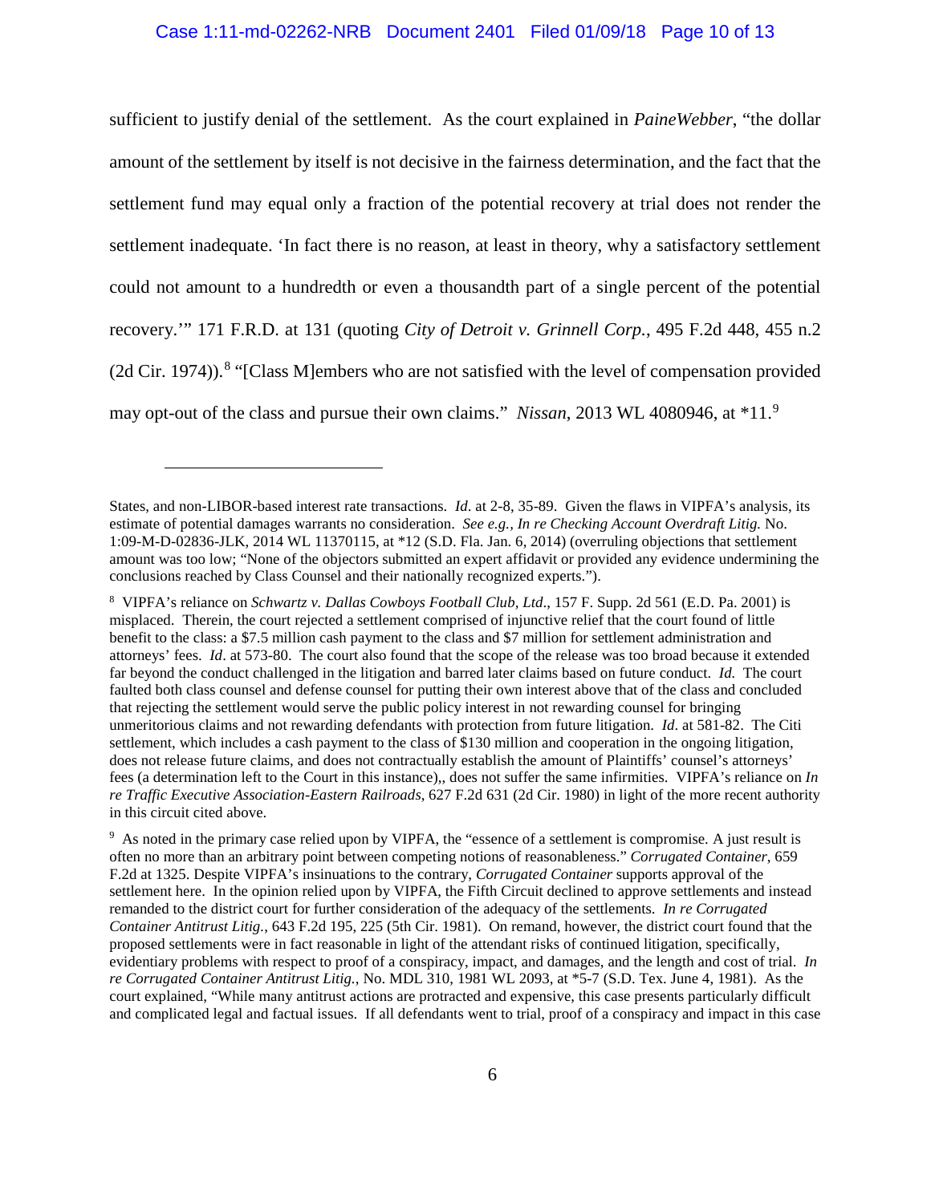sufficient to justify denial of the settlement. As the court explained in *PaineWebber*, "the dollar amount of the settlement by itself is not decisive in the fairness determination, and the fact that the settlement fund may equal only a fraction of the potential recovery at trial does not render the settlement inadequate. 'In fact there is no reason, at least in theory, why a satisfactory settlement could not amount to a hundredth or even a thousandth part of a single percent of the potential recovery.'" 171 F.R.D. at 131 (quoting *City of Detroit v. Grinnell Corp.*, 495 F.2d 448, 455 n.2 (2d Cir. 1974)).[8] "[Class M]embers who are not satisfied with the level of compensation provided may opt-out of the class and pursue their own claims." *Nissan*, 2013 WL 4080946, at *11.[9]

---

States, and non-LIBOR-based interest rate transactions. *Id*. at 2-8, 35-89. Given the flaws in VIPFA's analysis, its estimate of potential damages warrants no consideration. *See e.g., In re Checking Account Overdraft Litig.* No. 1:09-M-D-02836-JLK, 2014 WL 11370115, at *12 (S.D. Fla. Jan. 6, 2014) (overruling objections that settlement amount was too low; "None of the objectors submitted an expert affidavit or provided any evidence undermining the conclusions reached by Class Counsel and their nationally recognized experts.").

[8] VIPFA's reliance on *Schwartz v. Dallas Cowboys Football Club, Ltd*., 157 F. Supp. 2d 561 (E.D. Pa. 2001) is misplaced. Therein, the court rejected a settlement comprised of injunctive relief that the court found of little benefit to the class: a $7.5 million cash payment to the class and $7 million for settlement administration and attorneys' fees. *Id*. at 573-80. The court also found that the scope of the release was too broad because it extended far beyond the conduct challenged in the litigation and barred later claims based on future conduct. *Id.* The court faulted both class counsel and defense counsel for putting their own interest above that of the class and concluded that rejecting the settlement would serve the public policy interest in not rewarding counsel for bringing unmeritorious claims and not rewarding defendants with protection from future litigation. *Id*. at 581-82. The Citi settlement, which includes a cash payment to the class of $130 million and cooperation in the ongoing litigation, does not release future claims, and does not contractually establish the amount of Plaintiffs' counsel's attorneys' fees (a determination left to the Court in this instance),, does not suffer the same infirmities. VIPFA's reliance on *In re Traffic Executive Association-Eastern Railroads*, 627 F.2d 631 (2d Cir. 1980) in light of the more recent authority in this circuit cited above.

[9] As noted in the primary case relied upon by VIPFA, the "essence of a settlement is compromise. A just result is often no more than an arbitrary point between competing notions of reasonableness." *Corrugated Container*, 659 F.2d at 1325. Despite VIPFA's insinuations to the contrary, *Corrugated Container* supports approval of the settlement here. In the opinion relied upon by VIPFA, the Fifth Circuit declined to approve settlements and instead remanded to the district court for further consideration of the adequacy of the settlements. *In re Corrugated Container Antitrust Litig.*, 643 F.2d 195, 225 (5th Cir. 1981). On remand, however, the district court found that the proposed settlements were in fact reasonable in light of the attendant risks of continued litigation, specifically, evidentiary problems with respect to proof of a conspiracy, impact, and damages, and the length and cost of trial. *In re Corrugated Container Antitrust Litig.*, No. MDL 310, 1981 WL 2093, at *5-7 (S.D. Tex. June 4, 1981). As the court explained, "While many antitrust actions are protracted and expensive, this case presents particularly difficult and complicated legal and factual issues. If all defendants went to trial, proof of a conspiracy and impact in this case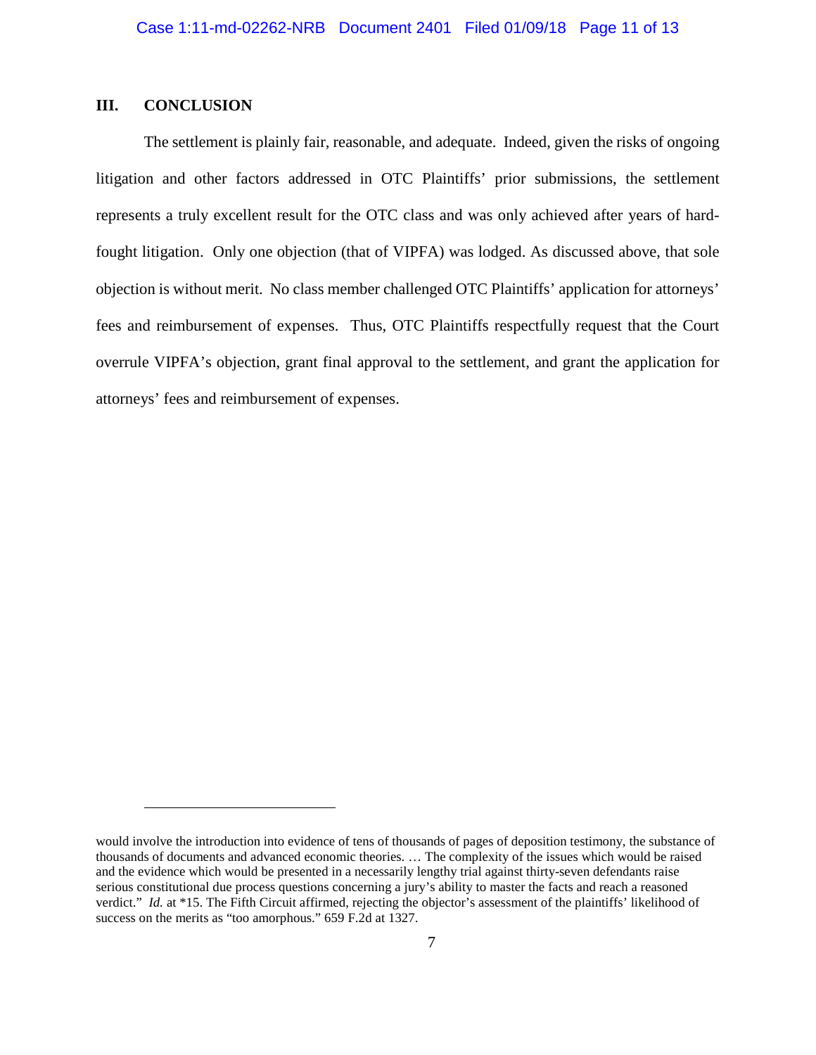## III. CONCLUSION

The settlement is plainly fair, reasonable, and adequate. Indeed, given the risks of ongoing litigation and other factors addressed in OTC Plaintiffs' prior submissions, the settlement represents a truly excellent result for the OTC class and was only achieved after years of hard-fought litigation. Only one objection (that of VIPFA) was lodged. As discussed above, that sole objection is without merit. No class member challenged OTC Plaintiffs' application for attorneys' fees and reimbursement of expenses. Thus, OTC Plaintiffs respectfully request that the Court overrule VIPFA's objection, grant final approval to the settlement, and grant the application for attorneys' fees and reimbursement of expenses.

---

would involve the introduction into evidence of tens of thousands of pages of deposition testimony, the substance of thousands of documents and advanced economic theories. … The complexity of the issues which would be raised and the evidence which would be presented in a necessarily lengthy trial against thirty-seven defendants raise serious constitutional due process questions concerning a jury's ability to master the facts and reach a reasoned verdict." *Id.* at *15. The Fifth Circuit affirmed, rejecting the objector's assessment of the plaintiffs' likelihood of success on the merits as "too amorphous." 659 F.2d at 1327.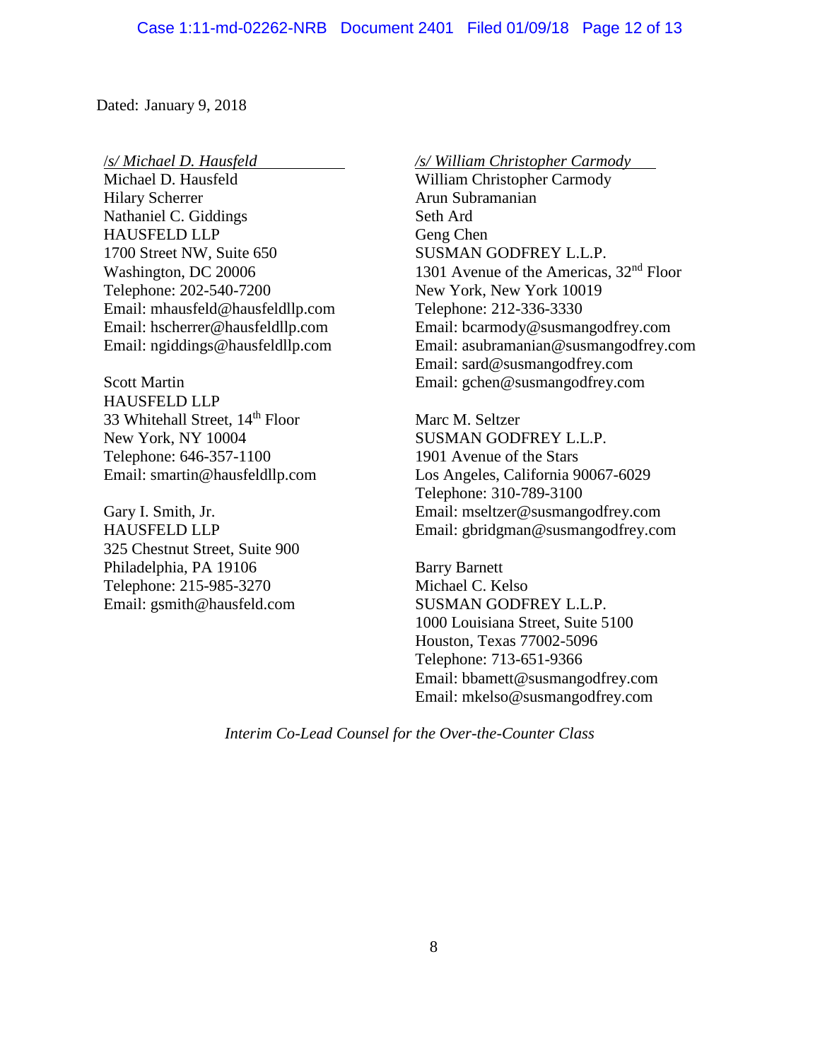Dated: January 9, 2018

/s/ Michael D. Hausfeld
Michael D. Hausfeld
Hilary Scherrer
Nathaniel C. Giddings
HAUSFELD LLP
1700 Street NW, Suite 650
Washington, DC 20006
Telephone: 202-540-7200
Email: mhausfeld@hausfeldllp.com
Email: hscherrer@hausfeldllp.com
Email: ngiddings@hausfeldllp.com

Scott Martin
HAUSFELD LLP
33 Whitehall Street, 14th Floor
New York, NY 10004
Telephone: 646-357-1100
Email: smartin@hausfeldllp.com

Gary I. Smith, Jr.
HAUSFELD LLP
325 Chestnut Street, Suite 900
Philadelphia, PA 19106
Telephone: 215-985-3270
Email: gsmith@hausfeld.com

/s/ William Christopher Carmody
William Christopher Carmody
Arun Subramanian
Seth Ard
Geng Chen
SUSMAN GODFREY L.L.P.
1301 Avenue of the Americas, 32nd Floor
New York, New York 10019
Telephone: 212-336-3330
Email: bcarmody@susmangodfrey.com
Email: asubramanian@susmangodfrey.com
Email: sard@susmangodfrey.com
Email: gchen@susmangodfrey.com

Marc M. Seltzer
SUSMAN GODFREY L.L.P.
1901 Avenue of the Stars
Los Angeles, California 90067-6029
Telephone: 310-789-3100
Email: mseltzer@susmangodfrey.com
Email: gbridgman@susmangodfrey.com

Barry Barnett
Michael C. Kelso
SUSMAN GODFREY L.L.P.
1000 Louisiana Street, Suite 5100
Houston, Texas 77002-5096
Telephone: 713-651-9366
Email: bbamett@susmangodfrey.com
Email: mkelso@susmangodfrey.com

*Interim Co-Lead Counsel for the Over-the-Counter Class*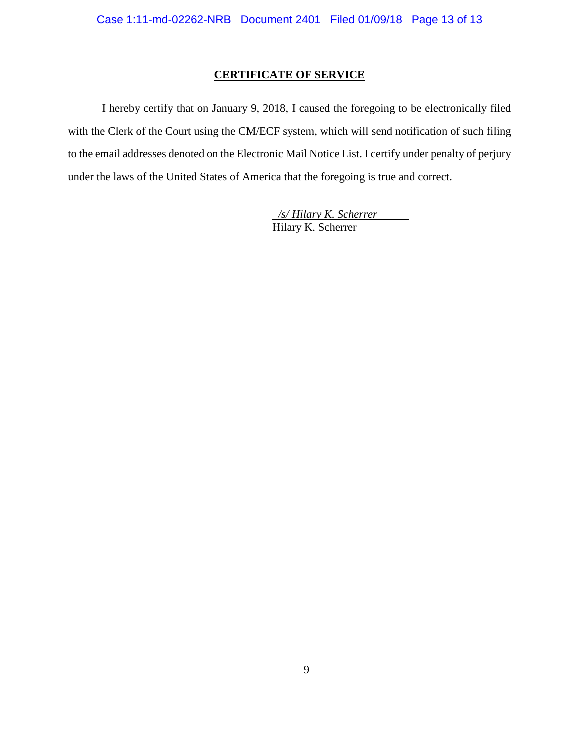## CERTIFICATE OF SERVICE

I hereby certify that on January 9, 2018, I caused the foregoing to be electronically filed with the Clerk of the Court using the CM/ECF system, which will send notification of such filing to the email addresses denoted on the Electronic Mail Notice List. I certify under penalty of perjury under the laws of the United States of America that the foregoing is true and correct.

*/s/ Hilary K. Scherrer*
Hilary K. Scherrer